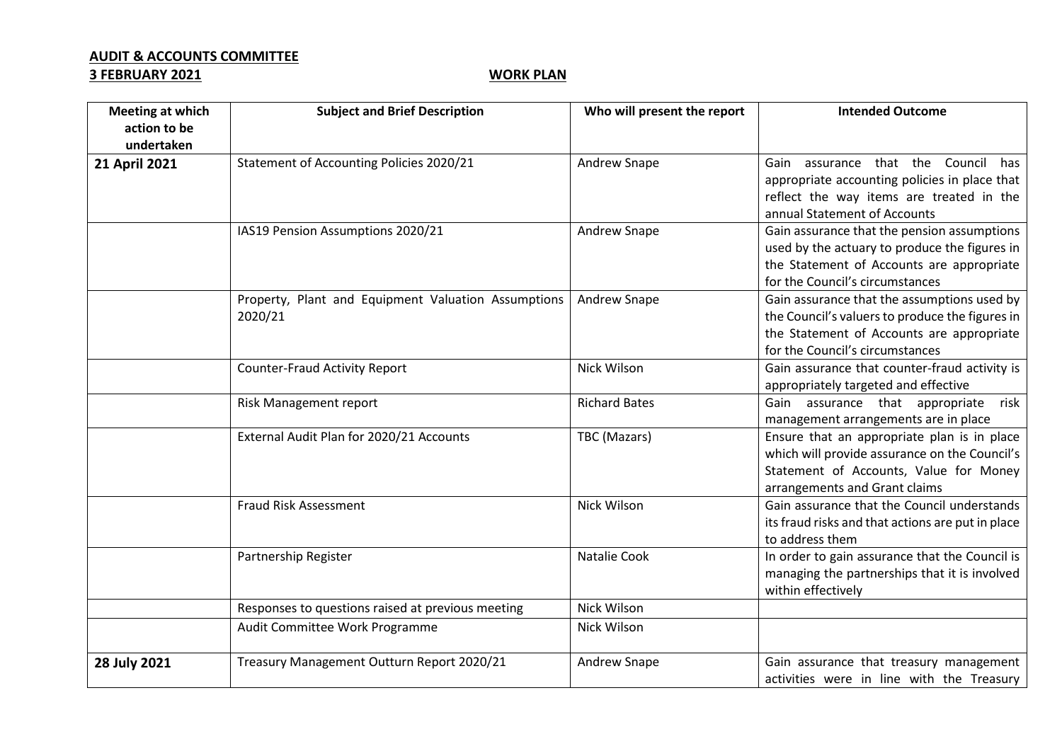**AUDIT & ACCOUNTS COMMITTEE**
**3 FEBRUARY 2021** **WORK PLAN**

| Meeting at which action to be undertaken | Subject and Brief Description | Who will present the report | Intended Outcome |
| --- | --- | --- | --- |
| **21 April 2021** | Statement of Accounting Policies 2020/21 | Andrew Snape | Gain assurance that the Council has appropriate accounting policies in place that reflect the way items are treated in the annual Statement of Accounts |
| | IAS19 Pension Assumptions 2020/21 | Andrew Snape | Gain assurance that the pension assumptions used by the actuary to produce the figures in the Statement of Accounts are appropriate for the Council's circumstances |
| | Property, Plant and Equipment Valuation Assumptions 2020/21 | Andrew Snape | Gain assurance that the assumptions used by the Council's valuers to produce the figures in the Statement of Accounts are appropriate for the Council's circumstances |
| | Counter-Fraud Activity Report | Nick Wilson | Gain assurance that counter-fraud activity is appropriately targeted and effective |
| | Risk Management report | Richard Bates | Gain assurance that appropriate risk management arrangements are in place |
| | External Audit Plan for 2020/21 Accounts | TBC (Mazars) | Ensure that an appropriate plan is in place which will provide assurance on the Council's Statement of Accounts, Value for Money arrangements and Grant claims |
| | Fraud Risk Assessment | Nick Wilson | Gain assurance that the Council understands its fraud risks and that actions are put in place to address them |
| | Partnership Register | Natalie Cook | In order to gain assurance that the Council is managing the partnerships that it is involved within effectively |
| | Responses to questions raised at previous meeting | Nick Wilson | |
| | Audit Committee Work Programme | Nick Wilson | |
| **28 July 2021** | Treasury Management Outturn Report 2020/21 | Andrew Snape | Gain assurance that treasury management activities were in line with the Treasury |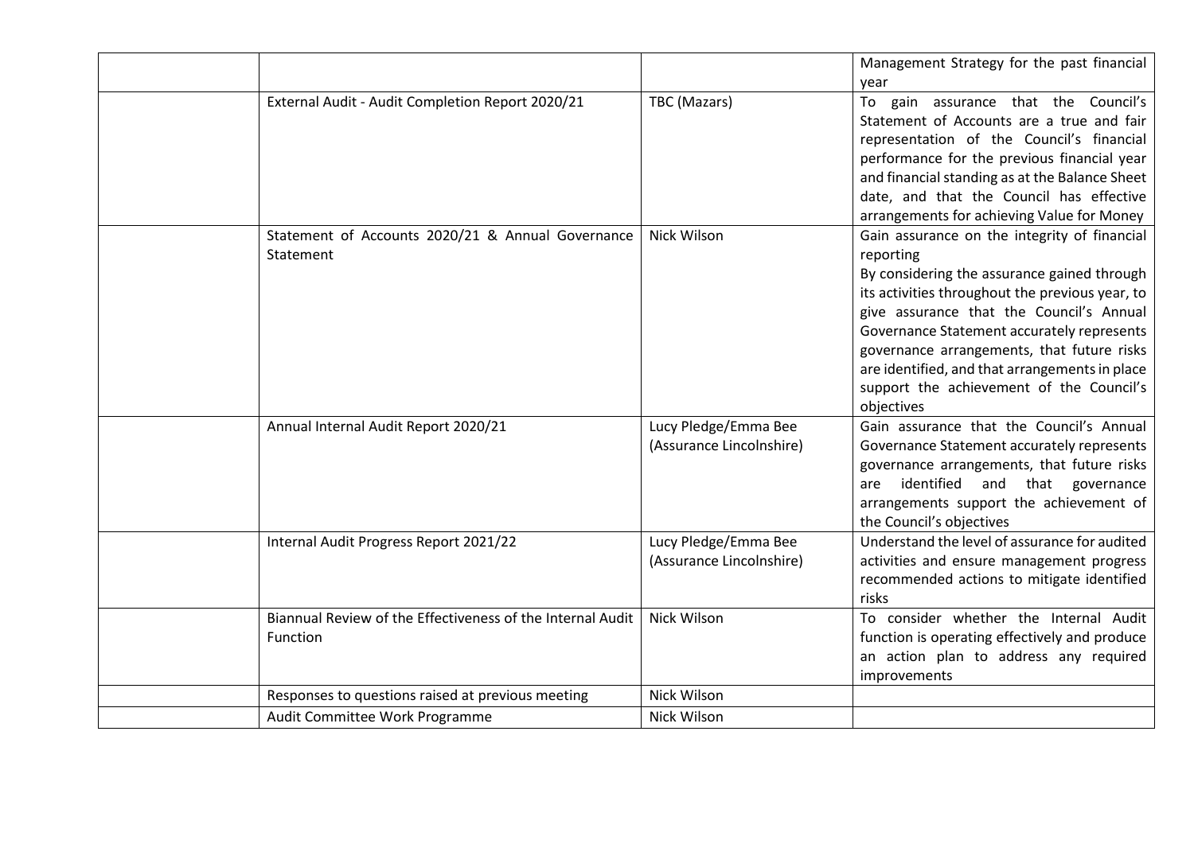| | | | |
|---|---|---|---|
| | | | Management Strategy for the past financial year |
| | External Audit - Audit Completion Report 2020/21 | TBC (Mazars) | To gain assurance that the Council's Statement of Accounts are a true and fair representation of the Council's financial performance for the previous financial year and financial standing as at the Balance Sheet date, and that the Council has effective arrangements for achieving Value for Money |
| | Statement of Accounts 2020/21 & Annual Governance Statement | Nick Wilson | Gain assurance on the integrity of financial reporting<br>By considering the assurance gained through its activities throughout the previous year, to give assurance that the Council's Annual Governance Statement accurately represents governance arrangements, that future risks are identified, and that arrangements in place support the achievement of the Council's objectives |
| | Annual Internal Audit Report 2020/21 | Lucy Pledge/Emma Bee (Assurance Lincolnshire) | Gain assurance that the Council's Annual Governance Statement accurately represents governance arrangements, that future risks are identified and that governance arrangements support the achievement of the Council's objectives |
| | Internal Audit Progress Report 2021/22 | Lucy Pledge/Emma Bee (Assurance Lincolnshire) | Understand the level of assurance for audited activities and ensure management progress recommended actions to mitigate identified risks |
| | Biannual Review of the Effectiveness of the Internal Audit Function | Nick Wilson | To consider whether the Internal Audit function is operating effectively and produce an action plan to address any required improvements |
| | Responses to questions raised at previous meeting | Nick Wilson | |
| | Audit Committee Work Programme | Nick Wilson | |